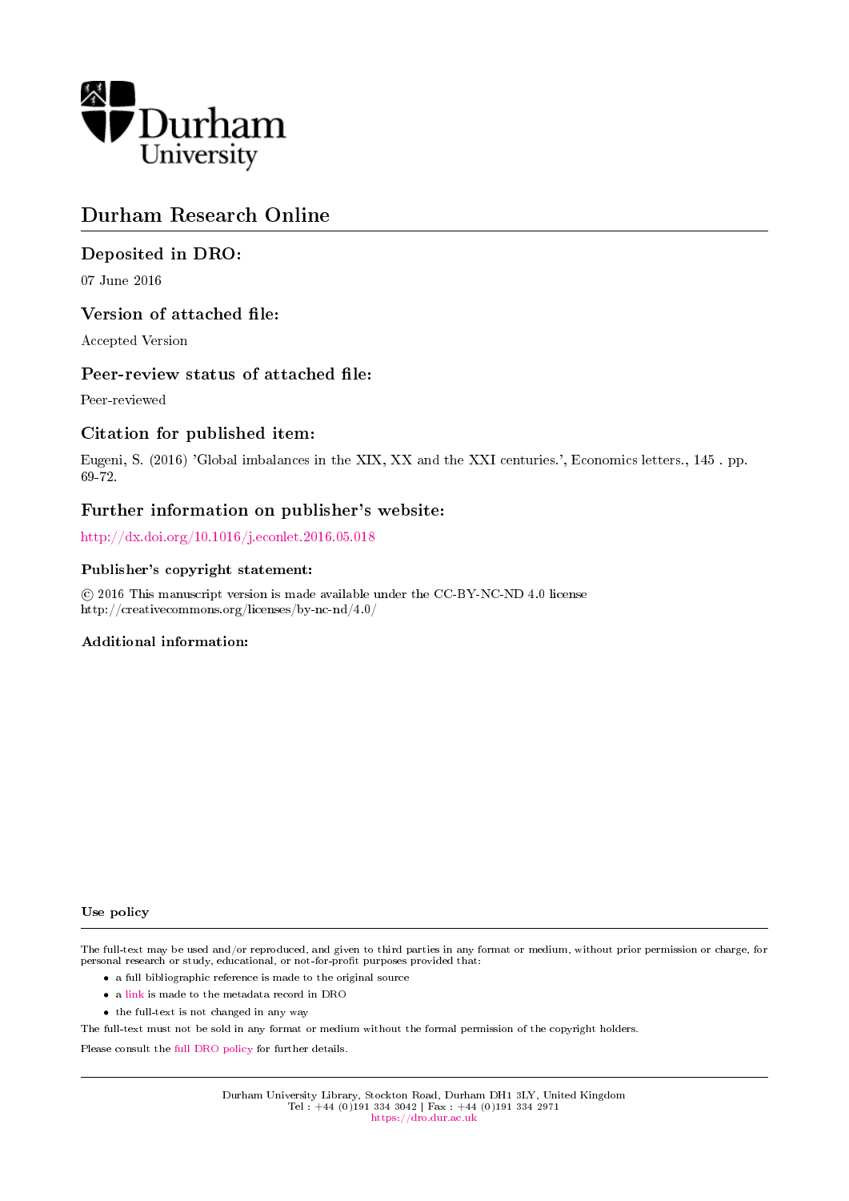Durham University

# Durham Research Online

## Deposited in DRO:

07 June 2016

## Version of attached file:

Accepted Version

## Peer-review status of attached file:

Peer-reviewed

## Citation for published item:

Eugeni, S. (2016) 'Global imbalances in the XIX, XX and the XXI centuries.', Economics letters., 145 . pp. 69-72.

## Further information on publisher's website:

http://dx.doi.org/10.1016/j.econlet.2016.05.018

### Publisher's copyright statement:

© 2016 This manuscript version is made available under the CC-BY-NC-ND 4.0 license http://creativecommons.org/licenses/by-nc-nd/4.0/

### Additional information:

### Use policy

The full-text may be used and/or reproduced, and given to third parties in any format or medium, without prior permission or charge, for personal research or study, educational, or not-for-profit purposes provided that:

- a full bibliographic reference is made to the original source
- a link is made to the metadata record in DRO
- the full-text is not changed in any way

The full-text must not be sold in any format or medium without the formal permission of the copyright holders.

Please consult the full DRO policy for further details.

Durham University Library, Stockton Road, Durham DH1 3LY, United Kingdom
Tel : +44 (0)191 334 3042 | Fax : +44 (0)191 334 2971
https://dro.dur.ac.uk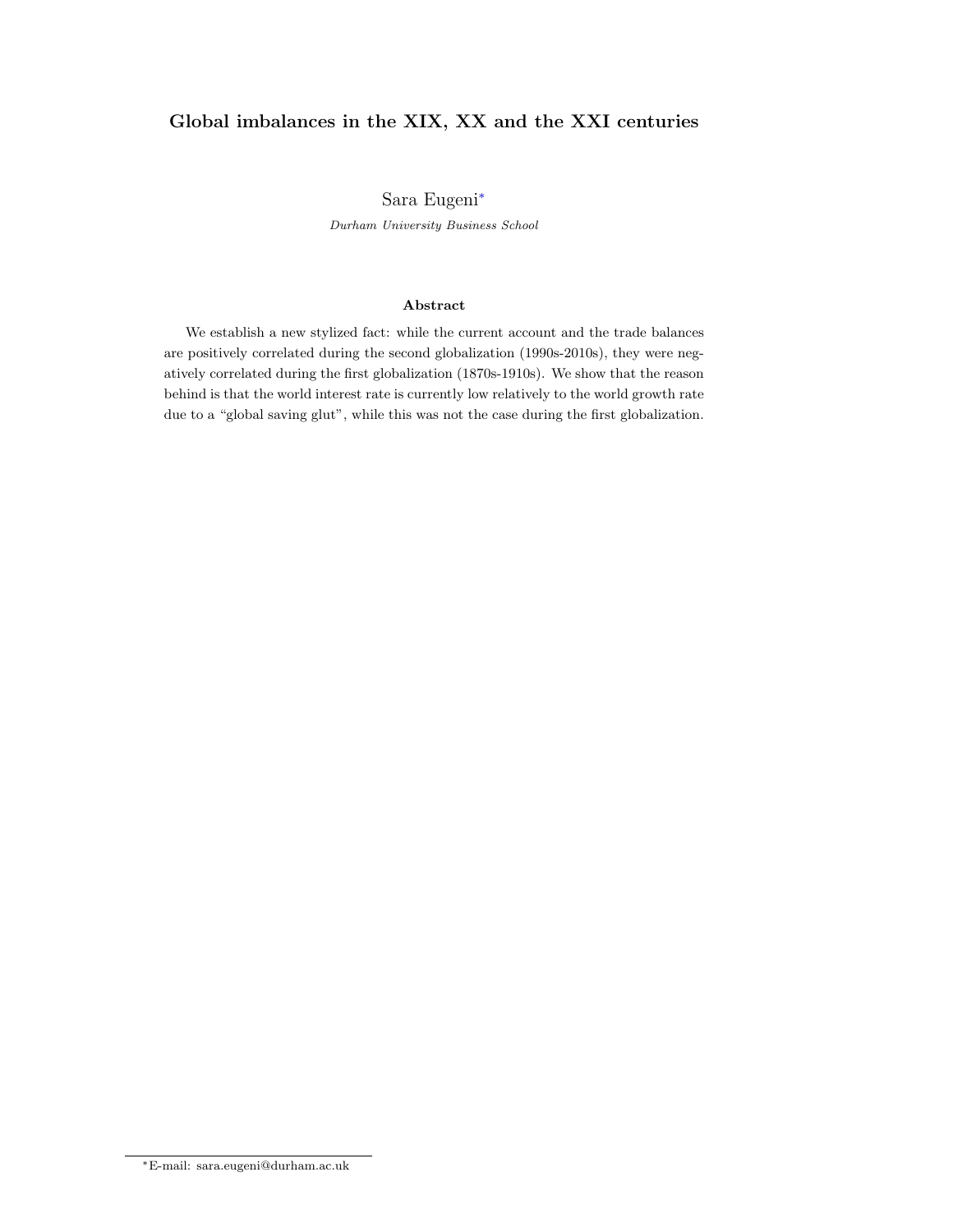# Global imbalances in the XIX, XX and the XXI centuries

Sara Eugeni[*]

*Durham University Business School*

### Abstract

We establish a new stylized fact: while the current account and the trade balances are positively correlated during the second globalization (1990s-2010s), they were negatively correlated during the first globalization (1870s-1910s). We show that the reason behind is that the world interest rate is currently low relatively to the world growth rate due to a "global saving glut", while this was not the case during the first globalization.

[*] E-mail: sara.eugeni@durham.ac.uk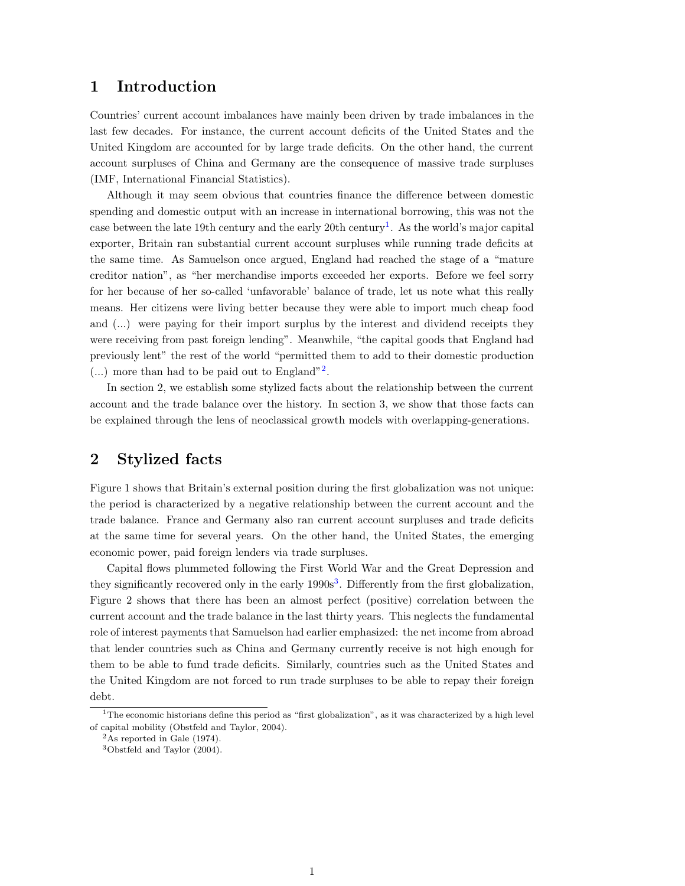## 1 Introduction

Countries' current account imbalances have mainly been driven by trade imbalances in the last few decades. For instance, the current account deficits of the United States and the United Kingdom are accounted for by large trade deficits. On the other hand, the current account surpluses of China and Germany are the consequence of massive trade surpluses (IMF, International Financial Statistics).

Although it may seem obvious that countries finance the difference between domestic spending and domestic output with an increase in international borrowing, this was not the case between the late 19th century and the early 20th century[1]. As the world's major capital exporter, Britain ran substantial current account surpluses while running trade deficits at the same time. As Samuelson once argued, England had reached the stage of a "mature creditor nation", as "her merchandise imports exceeded her exports. Before we feel sorry for her because of her so-called 'unfavorable' balance of trade, let us note what this really means. Her citizens were living better because they were able to import much cheap food and (...) were paying for their import surplus by the interest and dividend receipts they were receiving from past foreign lending". Meanwhile, "the capital goods that England had previously lent" the rest of the world "permitted them to add to their domestic production (...) more than had to be paid out to England"[2].

In section 2, we establish some stylized facts about the relationship between the current account and the trade balance over the history. In section 3, we show that those facts can be explained through the lens of neoclassical growth models with overlapping-generations.

## 2 Stylized facts

Figure 1 shows that Britain's external position during the first globalization was not unique: the period is characterized by a negative relationship between the current account and the trade balance. France and Germany also ran current account surpluses and trade deficits at the same time for several years. On the other hand, the United States, the emerging economic power, paid foreign lenders via trade surpluses.

Capital flows plummeted following the First World War and the Great Depression and they significantly recovered only in the early 1990s[3]. Differently from the first globalization, Figure 2 shows that there has been an almost perfect (positive) correlation between the current account and the trade balance in the last thirty years. This neglects the fundamental role of interest payments that Samuelson had earlier emphasized: the net income from abroad that lender countries such as China and Germany currently receive is not high enough for them to be able to fund trade deficits. Similarly, countries such as the United States and the United Kingdom are not forced to run trade surpluses to be able to repay their foreign debt.

---

[1] The economic historians define this period as "first globalization", as it was characterized by a high level of capital mobility (Obstfeld and Taylor, 2004).

[2] As reported in Gale (1974).

[3] Obstfeld and Taylor (2004).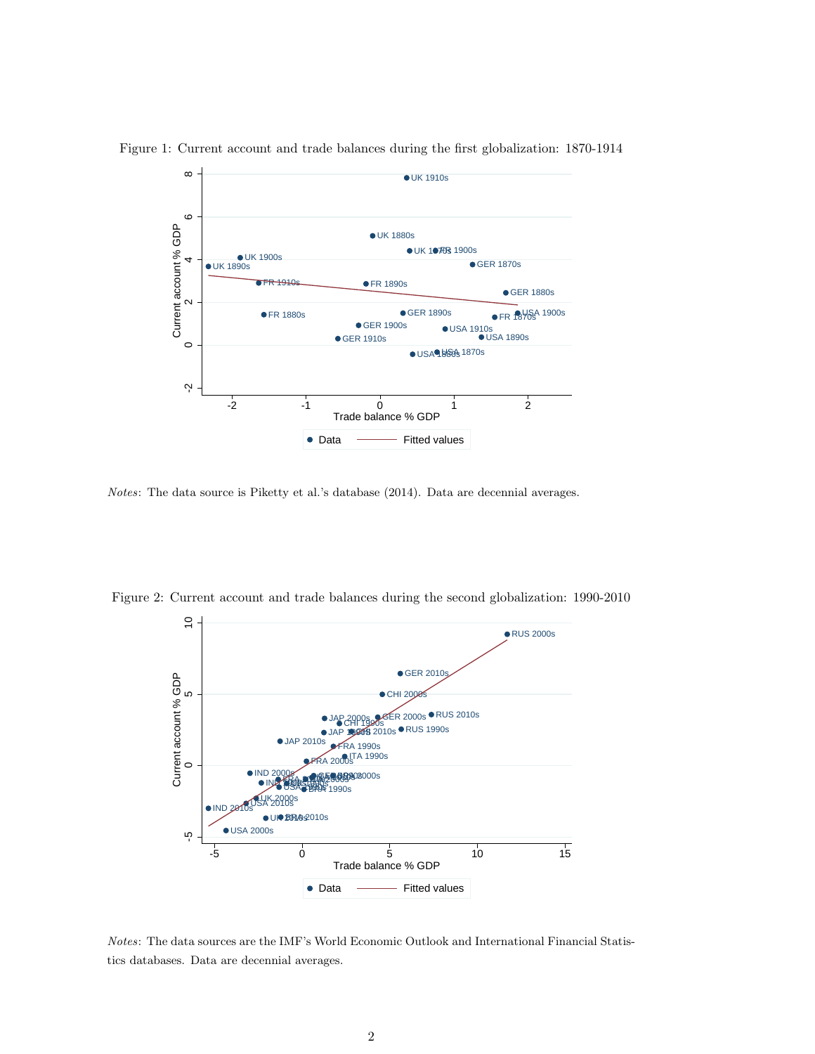Figure 1: Current account and trade balances during the first globalization: 1870-1914

*Notes*: The data source is Piketty et al.'s database (2014). Data are decennial averages.

Figure 2: Current account and trade balances during the second globalization: 1990-2010

*Notes*: The data sources are the IMF's World Economic Outlook and International Financial Statistics databases. Data are decennial averages.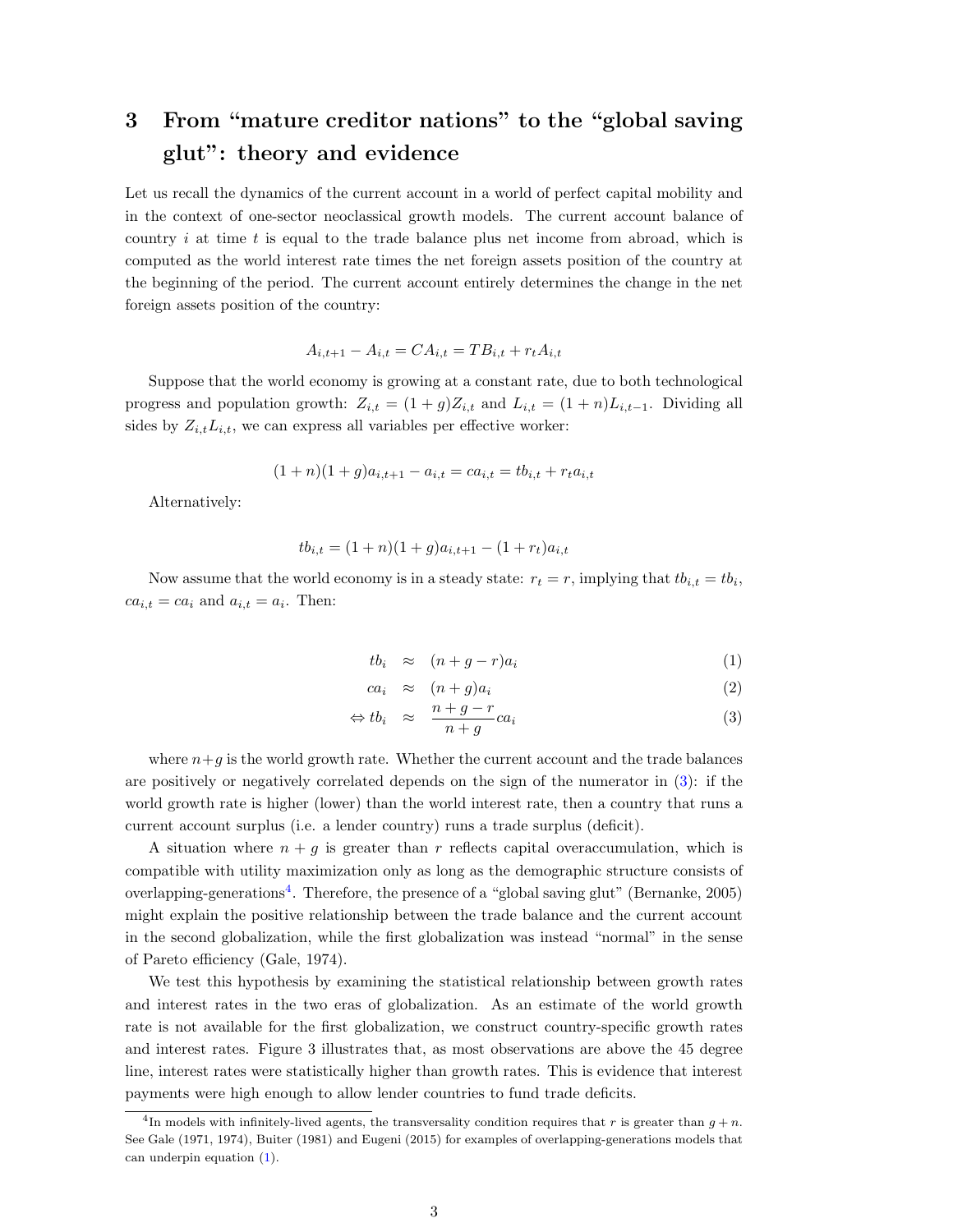## 3 From "mature creditor nations" to the "global saving glut": theory and evidence

Let us recall the dynamics of the current account in a world of perfect capital mobility and in the context of one-sector neoclassical growth models. The current account balance of country $i$ at time $t$ is equal to the trade balance plus net income from abroad, which is computed as the world interest rate times the net foreign assets position of the country at the beginning of the period. The current account entirely determines the change in the net foreign assets position of the country:

$$A_{i,t+1} - A_{i,t} = CA_{i,t} = TB_{i,t} + r_t A_{i,t}$$

Suppose that the world economy is growing at a constant rate, due to both technological progress and population growth: $Z_{i,t} = (1+g)Z_{i,t}$ and $L_{i,t} = (1+n)L_{i,t-1}$. Dividing all sides by $Z_{i,t}L_{i,t}$, we can express all variables per effective worker:

$$(1+n)(1+g)a_{i,t+1} - a_{i,t} = ca_{i,t} = tb_{i,t} + r_t a_{i,t}$$

Alternatively:

$$tb_{i,t} = (1+n)(1+g)a_{i,t+1} - (1+r_t)a_{i,t}$$

Now assume that the world economy is in a steady state: $r_t = r$, implying that $tb_{i,t} = tb_i$, $ca_{i,t} = ca_i$ and $a_{i,t} = a_i$. Then:

$$tb_i \approx (n+g-r)a_i \tag{1}$$

$$ca_i \approx (n+g)a_i \tag{2}$$

$$\Leftrightarrow tb_i \approx \frac{n+g-r}{n+g} ca_i \tag{3}$$

where $n+g$ is the world growth rate. Whether the current account and the trade balances are positively or negatively correlated depends on the sign of the numerator in (3): if the world growth rate is higher (lower) than the world interest rate, then a country that runs a current account surplus (i.e. a lender country) runs a trade surplus (deficit).

A situation where $n+g$ is greater than $r$ reflects capital overaccumulation, which is compatible with utility maximization only as long as the demographic structure consists of overlapping-generations[4]. Therefore, the presence of a "global saving glut" (Bernanke, 2005) might explain the positive relationship between the trade balance and the current account in the second globalization, while the first globalization was instead "normal" in the sense of Pareto efficiency (Gale, 1974).

We test this hypothesis by examining the statistical relationship between growth rates and interest rates in the two eras of globalization. As an estimate of the world growth rate is not available for the first globalization, we construct country-specific growth rates and interest rates. Figure 3 illustrates that, as most observations are above the 45 degree line, interest rates were statistically higher than growth rates. This is evidence that interest payments were high enough to allow lender countries to fund trade deficits.

[4] In models with infinitely-lived agents, the transversality condition requires that $r$ is greater than $g+n$. See Gale (1971, 1974), Buiter (1981) and Eugeni (2015) for examples of overlapping-generations models that can underpin equation (1).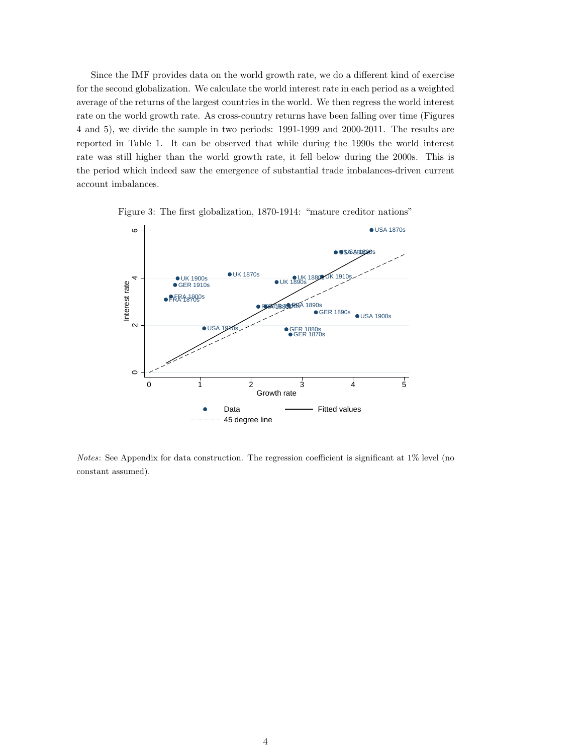Since the IMF provides data on the world growth rate, we do a different kind of exercise for the second globalization. We calculate the world interest rate in each period as a weighted average of the returns of the largest countries in the world. We then regress the world interest rate on the world growth rate. As cross-country returns have been falling over time (Figures 4 and 5), we divide the sample in two periods: 1991-1999 and 2000-2011. The results are reported in Table 1. It can be observed that while during the 1990s the world interest rate was still higher than the world growth rate, it fell below during the 2000s. This is the period which indeed saw the emergence of substantial trade imbalances-driven current account imbalances.

Figure 3: The first globalization, 1870-1914: "mature creditor nations"

*Notes*: See Appendix for data construction. The regression coefficient is significant at 1% level (no constant assumed).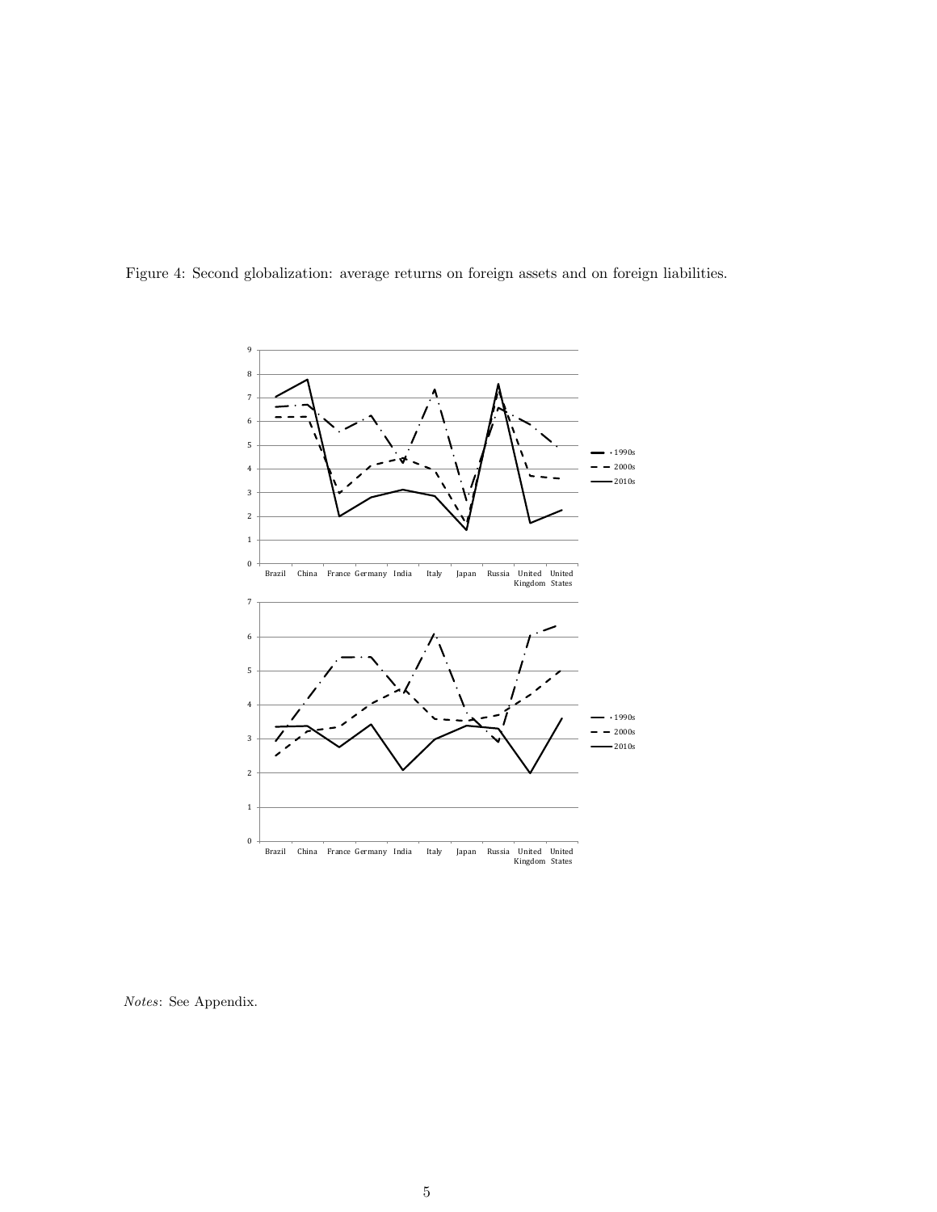Figure 4: Second globalization: average returns on foreign assets and on foreign liabilities.

*Notes*: See Appendix.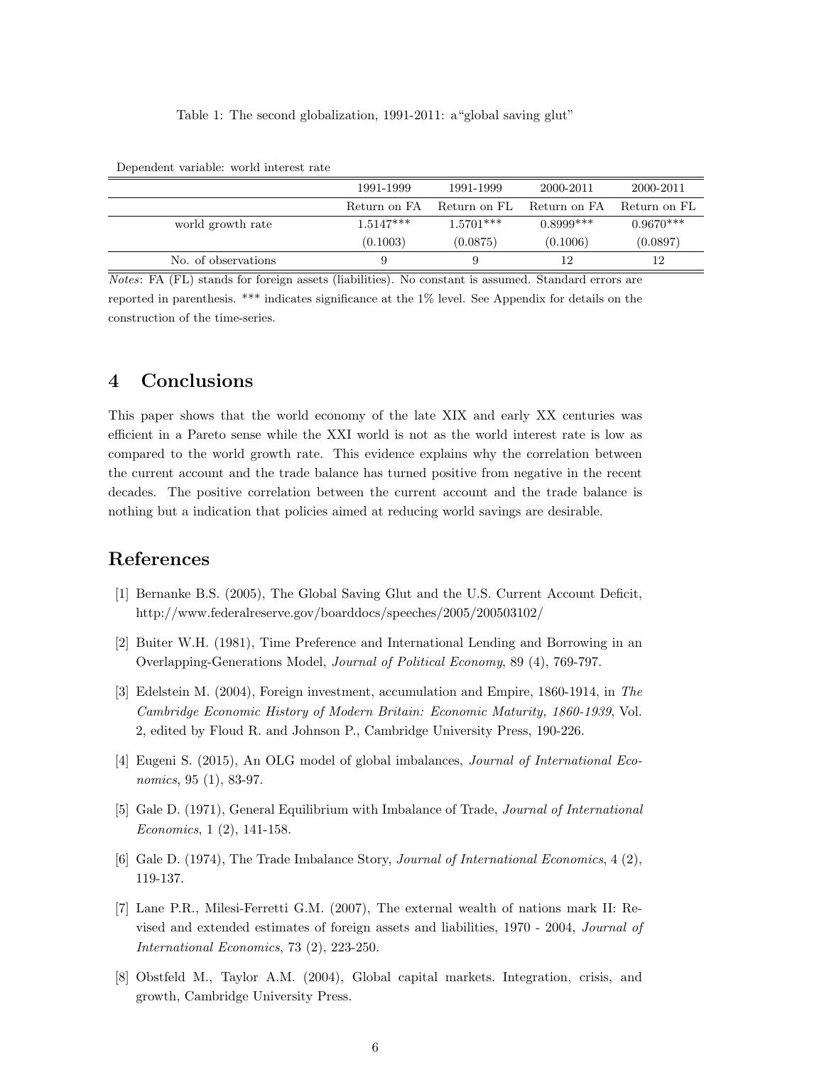Table 1: The second globalization, 1991-2011: a“global saving glut”

Dependent variable: world interest rate

| | 1991-1999 | 1991-1999 | 2000-2011 | 2000-2011 |
|---|---|---|---|---|
| | Return on FA | Return on FL | Return on FA | Return on FL |
| world growth rate | 1.5147*** | 1.5701*** | 0.8999*** | 0.9670*** |
| | (0.1003) | (0.0875) | (0.1006) | (0.0897) |
| No. of observations | 9 | 9 | 12 | 12 |

*Notes*: FA (FL) stands for foreign assets (liabilities). No constant is assumed. Standard errors are reported in parenthesis. *** indicates significance at the 1% level. See Appendix for details on the construction of the time-series.

## 4 Conclusions

This paper shows that the world economy of the late XIX and early XX centuries was efficient in a Pareto sense while the XXI world is not as the world interest rate is low as compared to the world growth rate. This evidence explains why the correlation between the current account and the trade balance has turned positive from negative in the recent decades. The positive correlation between the current account and the trade balance is nothing but a indication that policies aimed at reducing world savings are desirable.

## References

[1] Bernanke B.S. (2005), The Global Saving Glut and the U.S. Current Account Deficit, http://www.federalreserve.gov/boarddocs/speeches/2005/200503102/

[2] Buiter W.H. (1981), Time Preference and International Lending and Borrowing in an Overlapping-Generations Model, *Journal of Political Economy*, 89 (4), 769-797.

[3] Edelstein M. (2004), Foreign investment, accumulation and Empire, 1860-1914, in *The Cambridge Economic History of Modern Britain: Economic Maturity, 1860-1939*, Vol. 2, edited by Floud R. and Johnson P., Cambridge University Press, 190-226.

[4] Eugeni S. (2015), An OLG model of global imbalances, *Journal of International Economics*, 95 (1), 83-97.

[5] Gale D. (1971), General Equilibrium with Imbalance of Trade, *Journal of International Economics*, 1 (2), 141-158.

[6] Gale D. (1974), The Trade Imbalance Story, *Journal of International Economics*, 4 (2), 119-137.

[7] Lane P.R., Milesi-Ferretti G.M. (2007), The external wealth of nations mark II: Revised and extended estimates of foreign assets and liabilities, 1970 - 2004, *Journal of International Economics*, 73 (2), 223-250.

[8] Obstfeld M., Taylor A.M. (2004), Global capital markets. Integration, crisis, and growth, Cambridge University Press.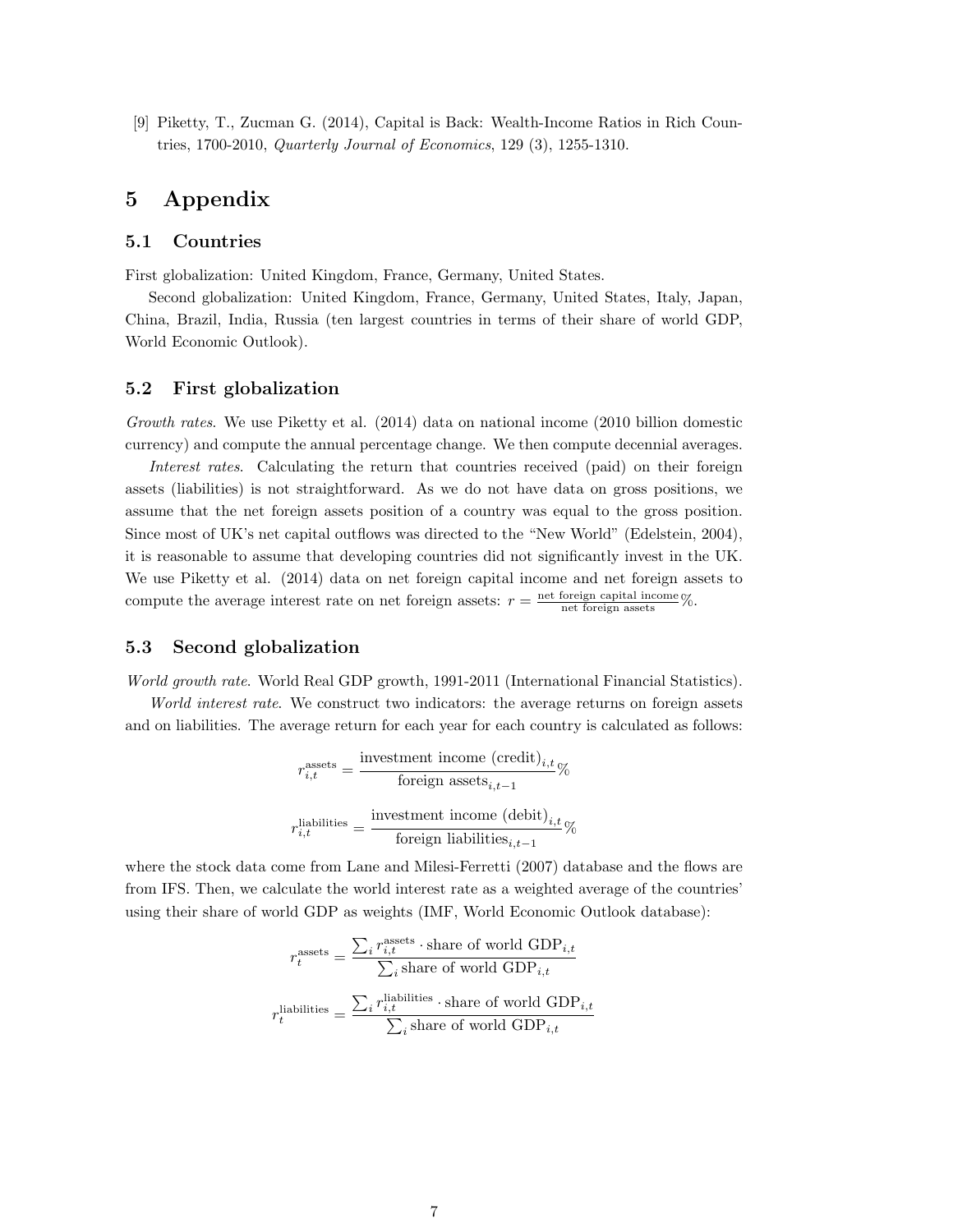[9] Piketty, T., Zucman G. (2014), Capital is Back: Wealth-Income Ratios in Rich Countries, 1700-2010, *Quarterly Journal of Economics*, 129 (3), 1255-1310.

# 5 Appendix

## 5.1 Countries

First globalization: United Kingdom, France, Germany, United States.

Second globalization: United Kingdom, France, Germany, United States, Italy, Japan, China, Brazil, India, Russia (ten largest countries in terms of their share of world GDP, World Economic Outlook).

## 5.2 First globalization

*Growth rates*. We use Piketty et al. (2014) data on national income (2010 billion domestic currency) and compute the annual percentage change. We then compute decennial averages.

*Interest rates*. Calculating the return that countries received (paid) on their foreign assets (liabilities) is not straightforward. As we do not have data on gross positions, we assume that the net foreign assets position of a country was equal to the gross position. Since most of UK's net capital outflows was directed to the "New World" (Edelstein, 2004), it is reasonable to assume that developing countries did not significantly invest in the UK. We use Piketty et al. (2014) data on net foreign capital income and net foreign assets to compute the average interest rate on net foreign assets: $r = \frac{\text{net foreign capital income}}{\text{net foreign assets}}\%$.

## 5.3 Second globalization

*World growth rate*. World Real GDP growth, 1991-2011 (International Financial Statistics).

*World interest rate*. We construct two indicators: the average returns on foreign assets and on liabilities. The average return for each year for each country is calculated as follows:

$$r_{i,t}^{\text{assets}} = \frac{\text{investment income (credit)}_{i,t}}{\text{foreign assets}_{i,t-1}}\%$$

$$r_{i,t}^{\text{liabilities}} = \frac{\text{investment income (debit)}_{i,t}}{\text{foreign liabilities}_{i,t-1}}\%$$

where the stock data come from Lane and Milesi-Ferretti (2007) database and the flows are from IFS. Then, we calculate the world interest rate as a weighted average of the countries' using their share of world GDP as weights (IMF, World Economic Outlook database):

$$r_t^{\text{assets}} = \frac{\sum_i r_{i,t}^{\text{assets}} \cdot \text{share of world GDP}_{i,t}}{\sum_i \text{share of world GDP}_{i,t}}$$

$$r_t^{\text{liabilities}} = \frac{\sum_i r_{i,t}^{\text{liabilities}} \cdot \text{share of world GDP}_{i,t}}{\sum_i \text{share of world GDP}_{i,t}}$$